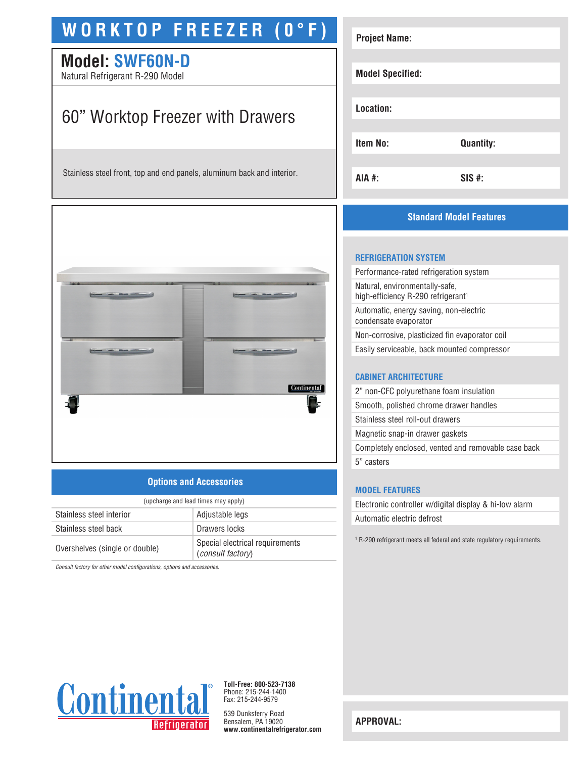# WORKTOP FREEZER (0°F)

## Model: SWF60N-D

Natural Refrigerant R-290 Model

## 60" Worktop Freezer with Drawers

Stainless steel front, top and end panels, aluminum back and interior.

| | |
|---|---|
| **Project Name:** | |
| **Model Specified:** | |
| **Location:** | |
| **Item No:** | **Quantity:** |
| **AIA #:** | **SIS #:** |

## Options and Accessories

(upcharge and lead times may apply)

| | |
|---|---|
| Stainless steel interior | Adjustable legs |
| Stainless steel back | Drawers locks |
| Overshelves (single or double) | Special electrical requirements (*consult factory*) |

*Consult factory for other model configurations, options and accessories.*

## Standard Model Features

### REFRIGERATION SYSTEM

- Performance-rated refrigeration system
- Natural, environmentally-safe, high-efficiency R-290 refrigerant[1]
- Automatic, energy saving, non-electric condensate evaporator
- Non-corrosive, plasticized fin evaporator coil
- Easily serviceable, back mounted compressor

### CABINET ARCHITECTURE

- 2" non-CFC polyurethane foam insulation
- Smooth, polished chrome drawer handles
- Stainless steel roll-out drawers
- Magnetic snap-in drawer gaskets
- Completely enclosed, vented and removable case back
- 5" casters

### MODEL FEATURES

- Electronic controller w/digital display & hi-low alarm
- Automatic electric defrost

[1] R-290 refrigerant meets all federal and state regulatory requirements.

Continental Refrigerator

**Toll-Free: 800-523-7138**
Phone: 215-244-1400
Fax: 215-244-9579

539 Dunksferry Road
Bensalem, PA 19020
**www.continentalrefrigerator.com**

**APPROVAL:**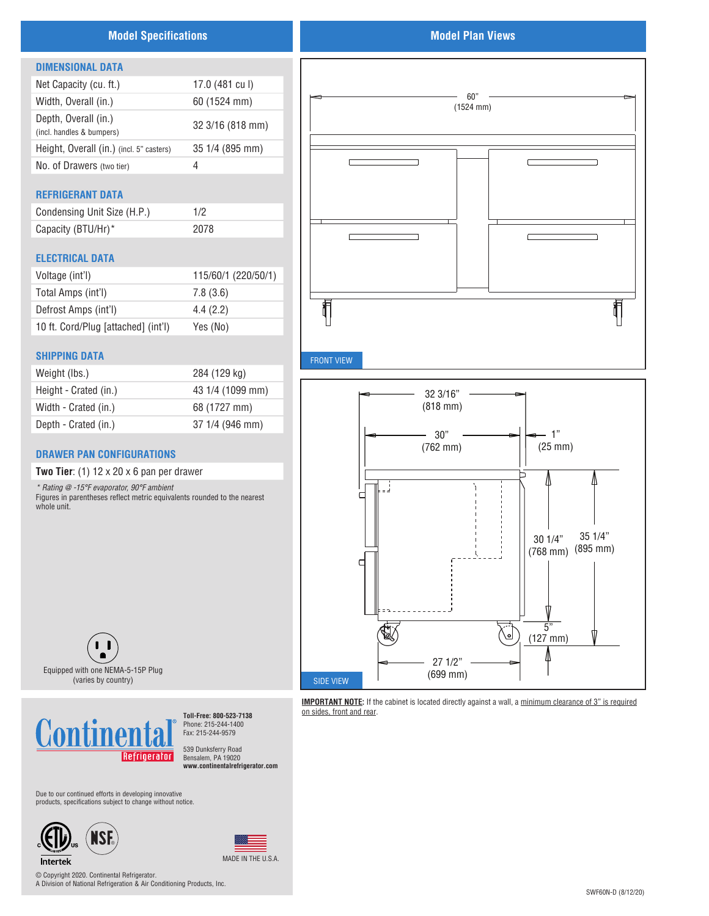## Model Specifications

### DIMENSIONAL DATA

| | |
|---|---|
| Net Capacity (cu. ft.) | 17.0 (481 cu l) |
| Width, Overall (in.) | 60 (1524 mm) |
| Depth, Overall (in.) (incl. handles & bumpers) | 32 3/16 (818 mm) |
| Height, Overall (in.) (incl. 5" casters) | 35 1/4 (895 mm) |
| No. of Drawers (two tier) | 4 |

### REFRIGERANT DATA

| | |
|---|---|
| Condensing Unit Size (H.P.) | 1/2 |
| Capacity (BTU/Hr)* | 2078 |

### ELECTRICAL DATA

| | |
|---|---|
| Voltage (int'l) | 115/60/1 (220/50/1) |
| Total Amps (int'l) | 7.8 (3.6) |
| Defrost Amps (int'l) | 4.4 (2.2) |
| 10 ft. Cord/Plug [attached] (int'l) | Yes (No) |

### SHIPPING DATA

| | |
|---|---|
| Weight (lbs.) | 284 (129 kg) |
| Height - Crated (in.) | 43 1/4 (1099 mm) |
| Width - Crated (in.) | 68 (1727 mm) |
| Depth - Crated (in.) | 37 1/4 (946 mm) |

### DRAWER PAN CONFIGURATIONS

**Two Tier**: (1) 12 x 20 x 6 pan per drawer

*\* Rating @ -15°F evaporator, 90°F ambient*

Figures in parentheses reflect metric equivalents rounded to the nearest whole unit.

Equipped with one NEMA-5-15P Plug (varies by country)

## Model Plan Views

60"
(1524 mm)

FRONT VIEW

32 3/16"
(818 mm)
30"
(762 mm)
1"
(25 mm)
30 1/4"
(768 mm)
35 1/4"
(895 mm)
5"
(127 mm)
27 1/2"
(699 mm)

SIDE VIEW

**IMPORTANT NOTE:** If the cabinet is located directly against a wall, a minimum clearance of 3" is required on sides, front and rear.

Continental Refrigerator

**Toll-Free: 800-523-7138**
Phone: 215-244-1400
Fax: 215-244-9579

539 Dunksferry Road
Bensalem, PA 19020
**www.continentalrefrigerator.com**

Due to our continued efforts in developing innovative products, specifications subject to change without notice.

Intertek

MADE IN THE U.S.A.

© Copyright 2020. Continental Refrigerator.
A Division of National Refrigeration & Air Conditioning Products, Inc.

SWF60N-D (8/12/20)